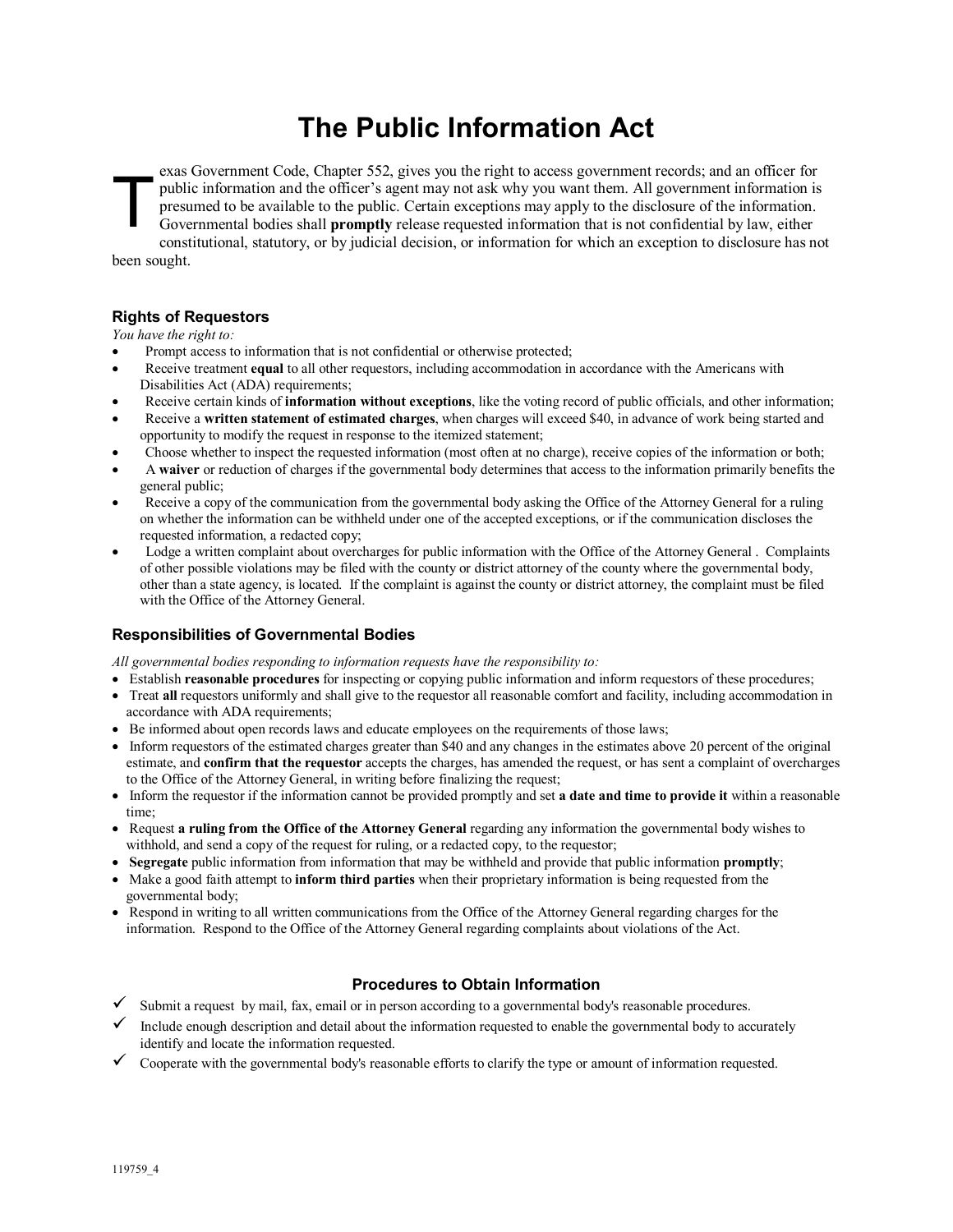# The Public Information Act

Texas Government Code, Chapter 552, gives you the right to access government records; and an officer for public information and the officer's agent may not ask why you want them. All government information is presumed to be available to the public. Certain exceptions may apply to the disclosure of the information. Governmental bodies shall **promptly** release requested information that is not confidential by law, either constitutional, statutory, or by judicial decision, or information for which an exception to disclosure has not been sought.

### Rights of Requestors

*You have the right to:*

- Prompt access to information that is not confidential or otherwise protected;
- Receive treatment **equal** to all other requestors, including accommodation in accordance with the Americans with Disabilities Act (ADA) requirements;
- Receive certain kinds of **information without exceptions**, like the voting record of public officials, and other information;
- Receive a **written statement of estimated charges**, when charges will exceed $40, in advance of work being started and opportunity to modify the request in response to the itemized statement;
- Choose whether to inspect the requested information (most often at no charge), receive copies of the information or both;
- A **waiver** or reduction of charges if the governmental body determines that access to the information primarily benefits the general public;
- Receive a copy of the communication from the governmental body asking the Office of the Attorney General for a ruling on whether the information can be withheld under one of the accepted exceptions, or if the communication discloses the requested information, a redacted copy;
- Lodge a written complaint about overcharges for public information with the Office of the Attorney General . Complaints of other possible violations may be filed with the county or district attorney of the county where the governmental body, other than a state agency, is located. If the complaint is against the county or district attorney, the complaint must be filed with the Office of the Attorney General.

### Responsibilities of Governmental Bodies

*All governmental bodies responding to information requests have the responsibility to:*

- Establish **reasonable procedures** for inspecting or copying public information and inform requestors of these procedures;
- Treat **all** requestors uniformly and shall give to the requestor all reasonable comfort and facility, including accommodation in accordance with ADA requirements;
- Be informed about open records laws and educate employees on the requirements of those laws;
- Inform requestors of the estimated charges greater than $40 and any changes in the estimates above 20 percent of the original estimate, and **confirm that the requestor** accepts the charges, has amended the request, or has sent a complaint of overcharges to the Office of the Attorney General, in writing before finalizing the request;
- Inform the requestor if the information cannot be provided promptly and set **a date and time to provide it** within a reasonable time;
- Request **a ruling from the Office of the Attorney General** regarding any information the governmental body wishes to withhold, and send a copy of the request for ruling, or a redacted copy, to the requestor;
- **Segregate** public information from information that may be withheld and provide that public information **promptly**;
- Make a good faith attempt to **inform third parties** when their proprietary information is being requested from the governmental body;
- Respond in writing to all written communications from the Office of the Attorney General regarding charges for the information. Respond to the Office of the Attorney General regarding complaints about violations of the Act.

### Procedures to Obtain Information

- ✓ Submit a request by mail, fax, email or in person according to a governmental body's reasonable procedures.
- ✓ Include enough description and detail about the information requested to enable the governmental body to accurately identify and locate the information requested.
- ✓ Cooperate with the governmental body's reasonable efforts to clarify the type or amount of information requested.

119759_4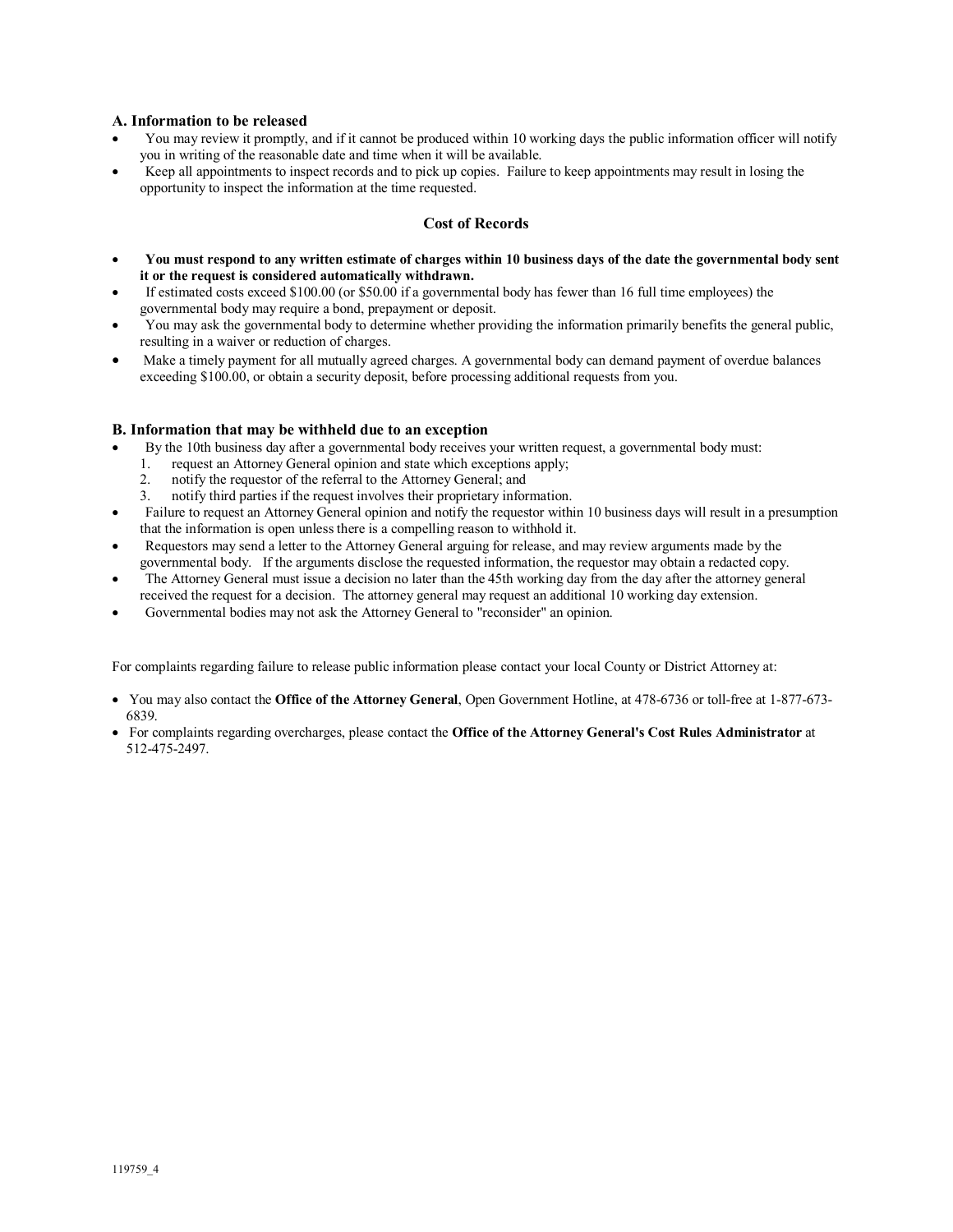### A. Information to be released

- You may review it promptly, and if it cannot be produced within 10 working days the public information officer will notify you in writing of the reasonable date and time when it will be available.
- Keep all appointments to inspect records and to pick up copies. Failure to keep appointments may result in losing the opportunity to inspect the information at the time requested.

#### Cost of Records

- **You must respond to any written estimate of charges within 10 business days of the date the governmental body sent it or the request is considered automatically withdrawn.**
- If estimated costs exceed $100.00 (or $50.00 if a governmental body has fewer than 16 full time employees) the governmental body may require a bond, prepayment or deposit.
- You may ask the governmental body to determine whether providing the information primarily benefits the general public, resulting in a waiver or reduction of charges.
- Make a timely payment for all mutually agreed charges. A governmental body can demand payment of overdue balances exceeding $100.00, or obtain a security deposit, before processing additional requests from you.

### B. Information that may be withheld due to an exception

- By the 10th business day after a governmental body receives your written request, a governmental body must:
  1. request an Attorney General opinion and state which exceptions apply;
  2. notify the requestor of the referral to the Attorney General; and
  3. notify third parties if the request involves their proprietary information.
- Failure to request an Attorney General opinion and notify the requestor within 10 business days will result in a presumption that the information is open unless there is a compelling reason to withhold it.
- Requestors may send a letter to the Attorney General arguing for release, and may review arguments made by the governmental body. If the arguments disclose the requested information, the requestor may obtain a redacted copy.
- The Attorney General must issue a decision no later than the 45th working day from the day after the attorney general received the request for a decision. The attorney general may request an additional 10 working day extension.
- Governmental bodies may not ask the Attorney General to "reconsider" an opinion.

For complaints regarding failure to release public information please contact your local County or District Attorney at:

- You may also contact the **Office of the Attorney General**, Open Government Hotline, at 478-6736 or toll-free at 1-877-673-6839.
- For complaints regarding overcharges, please contact the **Office of the Attorney General's Cost Rules Administrator** at 512-475-2497.

119759_4